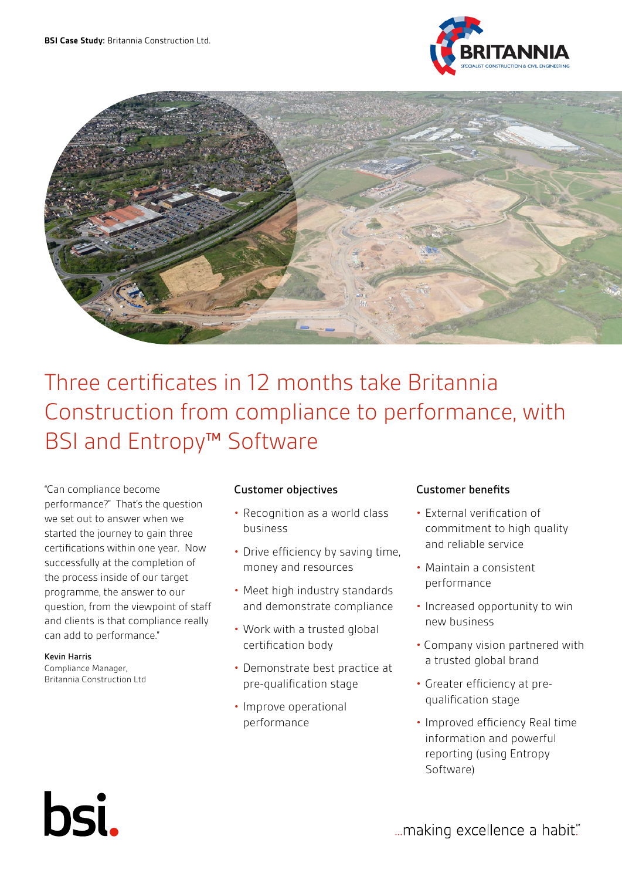BSI Case Study: Britannia Construction Ltd.

# Three certificates in 12 months take Britannia Construction from compliance to performance, with BSI and Entropy™ Software

"Can compliance become performance?" That's the question we set out to answer when we started the journey to gain three certifications within one year. Now successfully at the completion of the process inside of our target programme, the answer to our question, from the viewpoint of staff and clients is that compliance really can add to performance."

**Kevin Harris**
Compliance Manager,
Britannia Construction Ltd

## Customer objectives

- Recognition as a world class business
- Drive efficiency by saving time, money and resources
- Meet high industry standards and demonstrate compliance
- Work with a trusted global certification body
- Demonstrate best practice at pre-qualification stage
- Improve operational performance

## Customer benefits

- External verification of commitment to high quality and reliable service
- Maintain a consistent performance
- Increased opportunity to win new business
- Company vision partnered with a trusted global brand
- Greater efficiency at pre-qualification stage
- Improved efficiency Real time information and powerful reporting (using Entropy Software)

...making excellence a habit.™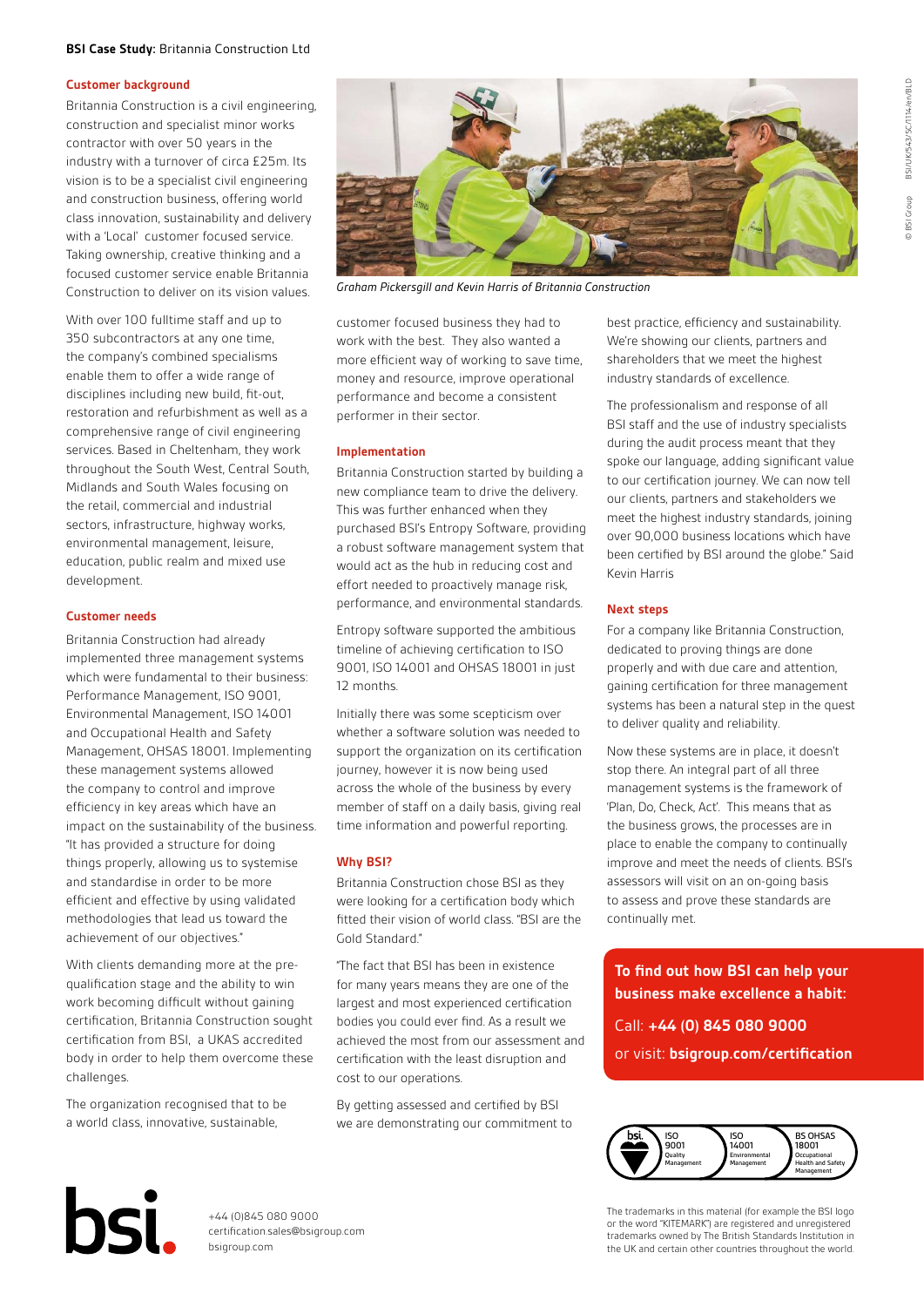## Customer background

Britannia Construction is a civil engineering, construction and specialist minor works contractor with over 50 years in the industry with a turnover of circa £25m. Its vision is to be a specialist civil engineering and construction business, offering world class innovation, sustainability and delivery with a 'Local' customer focused service. Taking ownership, creative thinking and a focused customer service enable Britannia Construction to deliver on its vision values.

With over 100 fulltime staff and up to 350 subcontractors at any one time, the company's combined specialisms enable them to offer a wide range of disciplines including new build, fit-out, restoration and refurbishment as well as a comprehensive range of civil engineering services. Based in Cheltenham, they work throughout the South West, Central South, Midlands and South Wales focusing on the retail, commercial and industrial sectors, infrastructure, highway works, environmental management, leisure, education, public realm and mixed use development.

## Customer needs

Britannia Construction had already implemented three management systems which were fundamental to their business: Performance Management, ISO 9001, Environmental Management, ISO 14001 and Occupational Health and Safety Management, OHSAS 18001. Implementing these management systems allowed the company to control and improve efficiency in key areas which have an impact on the sustainability of the business. "It has provided a structure for doing things properly, allowing us to systemise and standardise in order to be more efficient and effective by using validated methodologies that lead us toward the achievement of our objectives."

With clients demanding more at the pre-qualification stage and the ability to win work becoming difficult without gaining certification, Britannia Construction sought certification from BSI, a UKAS accredited body in order to help them overcome these challenges.

The organization recognised that to be a world class, innovative, sustainable, customer focused business they had to work with the best. They also wanted a more efficient way of working to save time, money and resource, improve operational performance and become a consistent performer in their sector.

*Graham Pickersgill and Kevin Harris of Britannia Construction*

## Implementation

Britannia Construction started by building a new compliance team to drive the delivery. This was further enhanced when they purchased BSI's Entropy Software, providing a robust software management system that would act as the hub in reducing cost and effort needed to proactively manage risk, performance, and environmental standards.

Entropy software supported the ambitious timeline of achieving certification to ISO 9001, ISO 14001 and OHSAS 18001 in just 12 months.

Initially there was some scepticism over whether a software solution was needed to support the organization on its certification journey, however it is now being used across the whole of the business by every member of staff on a daily basis, giving real time information and powerful reporting.

## Why BSI?

Britannia Construction chose BSI as they were looking for a certification body which fitted their vision of world class. "BSI are the Gold Standard."

"The fact that BSI has been in existence for many years means they are one of the largest and most experienced certification bodies you could ever find. As a result we achieved the most from our assessment and certification with the least disruption and cost to our operations.

By getting assessed and certified by BSI we are demonstrating our commitment to best practice, efficiency and sustainability. We're showing our clients, partners and shareholders that we meet the highest industry standards of excellence.

The professionalism and response of all BSI staff and the use of industry specialists during the audit process meant that they spoke our language, adding significant value to our certification journey. We can now tell our clients, partners and stakeholders we meet the highest industry standards, joining over 90,000 business locations which have been certified by BSI around the globe." Said Kevin Harris

## Next steps

For a company like Britannia Construction, dedicated to proving things are done properly and with due care and attention, gaining certification for three management systems has been a natural step in the quest to deliver quality and reliability.

Now these systems are in place, it doesn't stop there. An integral part of all three management systems is the framework of 'Plan, Do, Check, Act'. This means that as the business grows, the processes are in place to enable the company to continually improve and meet the needs of clients. BSI's assessors will visit on an on-going basis to assess and prove these standards are continually met.

**To find out how BSI can help your business make excellence a habit:**

Call: **+44 (0) 845 080 9000**

or visit: **bsigroup.com/certification**

ISO 9001 Quality Management | ISO 14001 Environmental Management | BS OHSAS 18001 Occupational Health and Safety Management

+44 (0)845 080 9000
certification.sales@bsigroup.com
bsigroup.com

The trademarks in this material (for example the BSI logo or the word "KITEMARK") are registered and unregistered trademarks owned by The British Standards Institution in the UK and certain other countries throughout the world.

© BSI Group BSI/UK/543/SC/1114/en/BLD